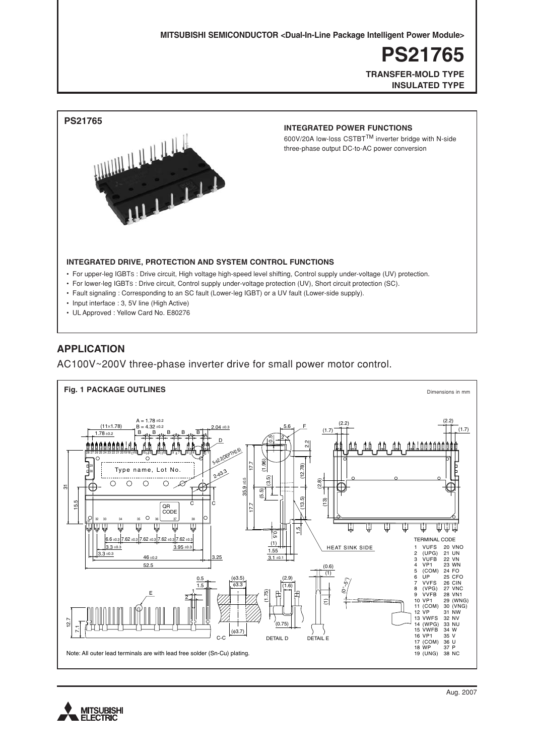MITSUBISHI SEMICONDUCTOR <Dual-In-Line Package Intelligent Power Module>

# PS21765

**TRANSFER-MOLD TYPE**
**INSULATED TYPE**

## PS21765

### INTEGRATED POWER FUNCTIONS

600V/20A low-loss CSTBT™ inverter bridge with N-side three-phase output DC-to-AC power conversion

### INTEGRATED DRIVE, PROTECTION AND SYSTEM CONTROL FUNCTIONS

- For upper-leg IGBTs : Drive circuit, High voltage high-speed level shifting, Control supply under-voltage (UV) protection.
- For lower-leg IGBTs : Drive circuit, Control supply under-voltage protection (UV), Short circuit protection (SC).
- Fault signaling : Corresponding to an SC fault (Lower-leg IGBT) or a UV fault (Lower-side supply).
- Input interface : 3, 5V line (High Active)
- UL Approved : Yellow Card No. E80276

## APPLICATION

AC100V~200V three-phase inverter drive for small power motor control.

**Fig. 1 PACKAGE OUTLINES**

Dimensions in mm

TERMINAL CODE

| | | | |
|---|---|---|---|
| 1 | VUFS | 20 | VNO |
| 2 | (UPG) | 21 | UN |
| 3 | VUFB | 22 | VN |
| 4 | VP1 | 23 | WN |
| 5 | (COM) | 24 | FO |
| 6 | UP | 25 | CFO |
| 7 | VVFS | 26 | CIN |
| 8 | (VPG) | 27 | VNC |
| 9 | VVFB | 28 | VN1 |
| 10 | VP1 | 29 | (WNG) |
| 11 | (COM) | 30 | (VNG) |
| 12 | VP | 31 | NW |
| 13 | VWFS | 32 | NV |
| 14 | (WPG) | 33 | NU |
| 15 | VWFB | 34 | W |
| 16 | VP1 | 35 | V |
| 17 | (COM) | 36 | U |
| 18 | WP | 37 | P |
| 19 | (UNG) | 38 | NC |

Note: All outer lead terminals are with lead free solder (Sn-Cu) plating.

Aug. 2007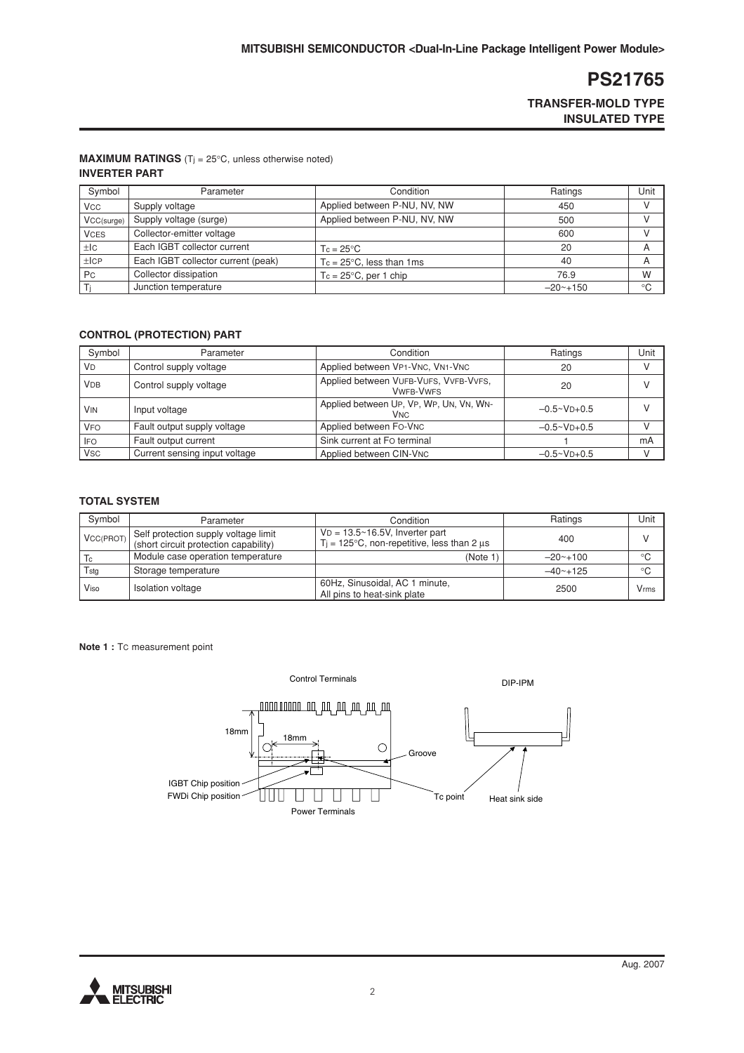# PS21765

**TRANSFER-MOLD TYPE**
**INSULATED TYPE**

## MAXIMUM RATINGS ($T_j$ = 25°C, unless otherwise noted)

### INVERTER PART

| Symbol | Parameter | Condition | Ratings | Unit |
|---|---|---|---|---|
| $V_{CC}$ | Supply voltage | Applied between P-NU, NV, NW | 450 | V |
| $V_{CC(surge)}$ | Supply voltage (surge) | Applied between P-NU, NV, NW | 500 | V |
| $V_{CES}$ | Collector-emitter voltage | | 600 | V |
| $\pm I_C$ | Each IGBT collector current | $T_c$ = 25°C | 20 | A |
| $\pm I_{CP}$ | Each IGBT collector current (peak) | $T_c$ = 25°C, less than 1ms | 40 | A |
| $P_C$ | Collector dissipation | $T_c$ = 25°C, per 1 chip | 76.9 | W |
| $T_j$ | Junction temperature | | −20~+150 | °C |

### CONTROL (PROTECTION) PART

| Symbol | Parameter | Condition | Ratings | Unit |
|---|---|---|---|---|
| $V_D$ | Control supply voltage | Applied between $V_{P1}$-$V_{NC}$, $V_{N1}$-$V_{NC}$ | 20 | V |
| $V_{DB}$ | Control supply voltage | Applied between $V_{UFB}$-$V_{UFS}$, $V_{VFB}$-$V_{VFS}$, $V_{WFB}$-$V_{WFS}$ | 20 | V |
| $V_{IN}$ | Input voltage | Applied between $U_P$, $V_P$, $W_P$, $U_N$, $V_N$, $W_N$-$V_{NC}$ | −0.5~$V_D$+0.5 | V |
| $V_{FO}$ | Fault output supply voltage | Applied between $F_O$-$V_{NC}$ | −0.5~$V_D$+0.5 | V |
| $I_{FO}$ | Fault output current | Sink current at $F_O$ terminal | 1 | mA |
| $V_{SC}$ | Current sensing input voltage | Applied between CIN-$V_{NC}$ | −0.5~$V_D$+0.5 | V |

### TOTAL SYSTEM

| Symbol | Parameter | Condition | Ratings | Unit |
|---|---|---|---|---|
| $V_{CC(PROT)}$ | Self protection supply voltage limit (short circuit protection capability) | $V_D$ = 13.5~16.5V, Inverter part $T_j$ = 125°C, non-repetitive, less than 2 μs | 400 | V |
| $T_c$ | Module case operation temperature | (Note 1) | −20~+100 | °C |
| $T_{stg}$ | Storage temperature | | −40~+125 | °C |
| $V_{iso}$ | Isolation voltage | 60Hz, Sinusoidal, AC 1 minute, All pins to heat-sink plate | 2500 | $V_{rms}$ |

**Note 1 :** $T_C$ measurement point

Control Terminals — DIP-IPM — 18mm — 18mm — Groove — IGBT Chip position — FWDi Chip position — Tc point — Heat sink side — Power Terminals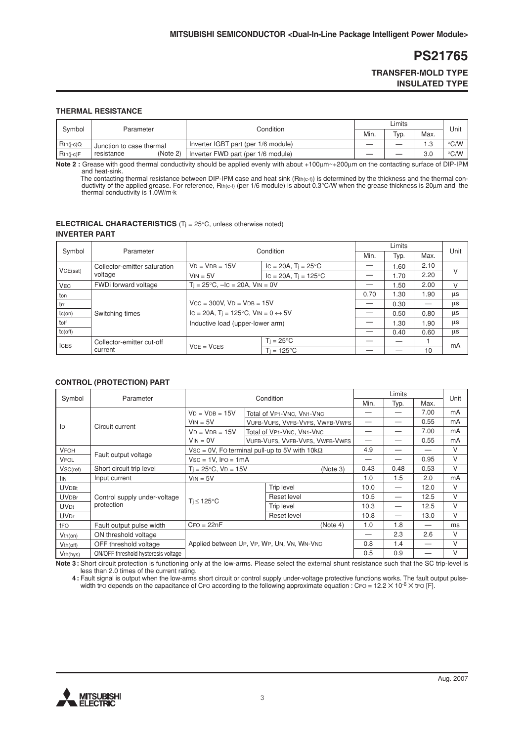## THERMAL RESISTANCE

| Symbol | Parameter | Condition | Limits | | | Unit |
|---|---|---|---|---|---|---|
| | | | Min. | Typ. | Max. | |
| $R_{th(j-c)Q}$ | Junction to case thermal resistance (Note 2) | Inverter IGBT part (per 1/6 module) | — | — | 1.3 | °C/W |
| $R_{th(j-c)F}$ | | Inverter FWD part (per 1/6 module) | — | — | 3.0 | °C/W |

**Note 2 :** Grease with good thermal conductivity should be applied evenly with about +100µm~+200µm on the contacting surface of DIP-IPM and heat-sink.
The contacting thermal resistance between DIP-IPM case and heat sink ($R_{th(c-f)}$) is determined by the thickness and the thermal conductivity of the applied grease. For reference, $R_{th(c-f)}$ (per 1/6 module) is about 0.3°C/W when the grease thickness is 20µm and the thermal conductivity is 1.0W/m·k

## ELECTRICAL CHARACTERISTICS ($T_j$ = 25°C, unless otherwise noted)

### INVERTER PART

| Symbol | Parameter | Condition | | Limits | | | Unit |
|---|---|---|---|---|---|---|---|
| | | | | Min. | Typ. | Max. | |
| $V_{CE(sat)}$ | Collector-emitter saturation voltage | $V_D = V_{DB} = 15V$ | $I_C = 20A$, $T_j = 25°C$ | — | 1.60 | 2.10 | V |
| | | $V_{IN} = 5V$ | $I_C = 20A$, $T_j = 125°C$ | — | 1.70 | 2.20 | |
| $V_{EC}$ | FWDi forward voltage | $T_j = 25°C$, $-I_C = 20A$, $V_{IN} = 0V$ | | — | 1.50 | 2.00 | V |
| $t_{on}$ | Switching times | $V_{CC} = 300V$, $V_D = V_{DB} = 15V$ $I_C = 20A$, $T_j = 125°C$, $V_{IN} = 0 \leftrightarrow 5V$ Inductive load (upper-lower arm) | | 0.70 | 1.30 | 1.90 | µs |
| $t_{rr}$ | | | | — | 0.30 | — | µs |
| $t_{c(on)}$ | | | | — | 0.50 | 0.80 | µs |
| $t_{off}$ | | | | — | 1.30 | 1.90 | µs |
| $t_{c(off)}$ | | | | — | 0.40 | 0.60 | µs |
| $I_{CES}$ | Collector-emitter cut-off current | $V_{CE} = V_{CES}$ | $T_j = 25°C$ | — | — | 1 | mA |
| | | | $T_j = 125°C$ | — | — | 10 | |

### CONTROL (PROTECTION) PART

| Symbol | Parameter | Condition | | Limits | | | Unit |
|---|---|---|---|---|---|---|---|
| | | | | Min. | Typ. | Max. | |
| $I_D$ | Circuit current | $V_D = V_{DB} = 15V$ $V_{IN} = 5V$ | Total of $V_{P1}$-$V_{NC}$, $V_{N1}$-$V_{NC}$ | — | — | 7.00 | mA |
| | | | $V_{UFB}$-$V_{UFS}$, $V_{VFB}$-$V_{VFS}$, $V_{WFB}$-$V_{WFS}$ | — | — | 0.55 | mA |
| | | $V_D = V_{DB} = 15V$ $V_{IN} = 0V$ | Total of $V_{P1}$-$V_{NC}$, $V_{N1}$-$V_{NC}$ | — | — | 7.00 | mA |
| | | | $V_{UFB}$-$V_{UFS}$, $V_{VFB}$-$V_{VFS}$, $V_{WFB}$-$V_{WFS}$ | — | — | 0.55 | mA |
| $V_{FOH}$ | Fault output voltage | $V_{SC} = 0V$, $F_O$ terminal pull-up to 5V with 10kΩ | | 4.9 | — | — | V |
| $V_{FOL}$ | | $V_{SC} = 1V$, $I_{FO} = 1mA$ | | — | — | 0.95 | V |
| $V_{SC(ref)}$ | Short circuit trip level | $T_j = 25°C$, $V_D = 15V$ (Note 3) | | 0.43 | 0.48 | 0.53 | V |
| $I_{IN}$ | Input current | $V_{IN} = 5V$ | | 1.0 | 1.5 | 2.0 | mA |
| $UV_{DBt}$ | Control supply under-voltage protection | $T_j \leq 125°C$ | Trip level | 10.0 | — | 12.0 | V |
| $UV_{DBr}$ | | | Reset level | 10.5 | — | 12.5 | V |
| $UV_{Dt}$ | | | Trip level | 10.3 | — | 12.5 | V |
| $UV_{Dr}$ | | | Reset level | 10.8 | — | 13.0 | V |
| $t_{FO}$ | Fault output pulse width | $C_{FO} = 22nF$ (Note 4) | | 1.0 | 1.8 | — | ms |
| $V_{th(on)}$ | ON threshold voltage | Applied between $U_P$, $V_P$, $W_P$, $U_N$, $V_N$, $W_N$-$V_{NC}$ | | — | 2.3 | 2.6 | V |
| $V_{th(off)}$ | OFF threshold voltage | | | 0.8 | 1.4 | — | V |
| $V_{th(hys)}$ | ON/OFF threshold hysteresis voltage | | | 0.5 | 0.9 | — | V |

**Note 3 :** Short circuit protection is functioning only at the low-arms. Please select the external shunt resistance such that the SC trip-level is less than 2.0 times of the current rating.

**4 :** Fault signal is output when the low-arms short circuit or control supply under-voltage protective functions works. The fault output pulse-width $t_{FO}$ depends on the capacitance of $C_{FO}$ according to the following approximate equation : $C_{FO} = 12.2 \times 10^{-6} \times t_{FO}$ [F].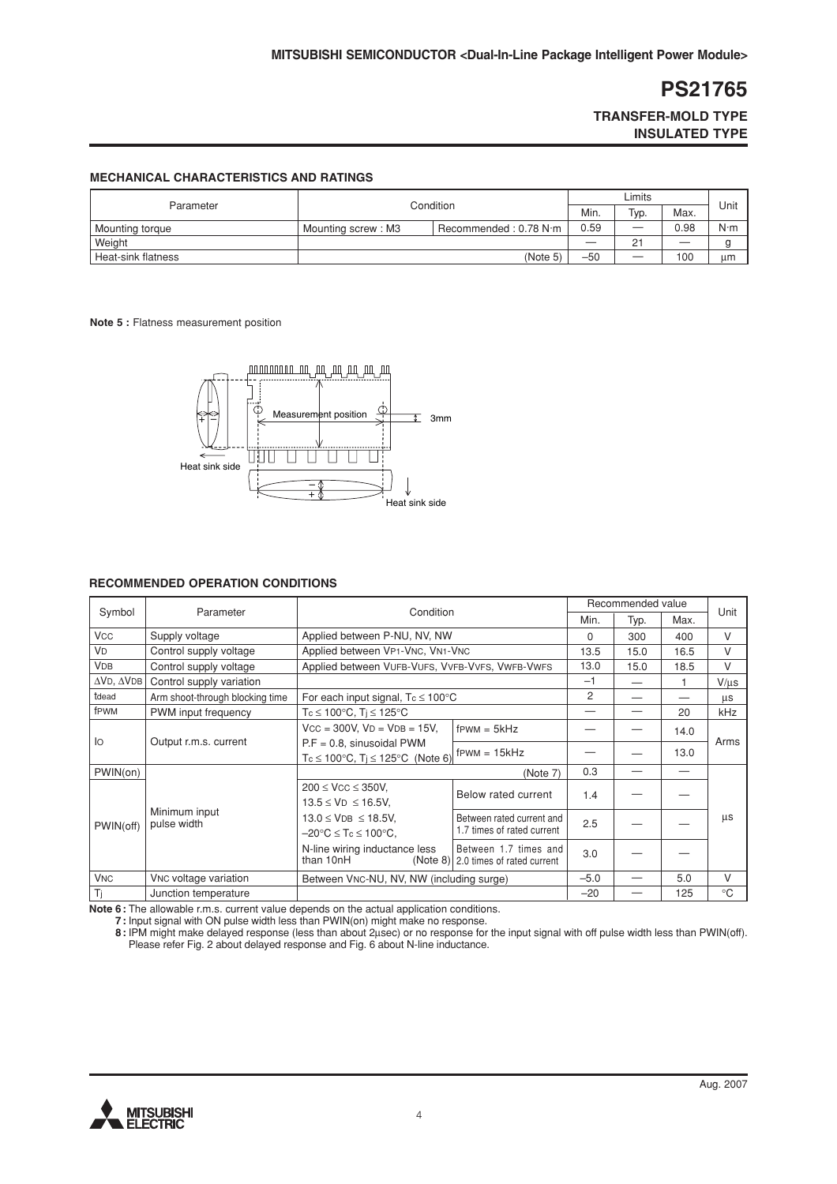### MECHANICAL CHARACTERISTICS AND RATINGS

| Parameter | Condition | | Limits | | | Unit |
|---|---|---|---|---|---|---|
| | | | Min. | Typ. | Max. | |
| Mounting torque | Mounting screw : M3 | Recommended : 0.78 N·m | 0.59 | — | 0.98 | N·m |
| Weight | | | — | 21 | — | g |
| Heat-sink flatness | | (Note 5) | −50 | — | 100 | μm |

**Note 5 :** Flatness measurement position

Measurement position

3mm

Heat sink side

Heat sink side

### RECOMMENDED OPERATION CONDITIONS

| Symbol | Parameter | Condition | | Recommended value | | | Unit |
|---|---|---|---|---|---|---|---|
| | | | | Min. | Typ. | Max. | |
| $V_{CC}$ | Supply voltage | Applied between P-NU, NV, NW | | 0 | 300 | 400 | V |
| $V_D$ | Control supply voltage | Applied between $V_{P1}$-$V_{NC}$, $V_{N1}$-$V_{NC}$ | | 13.5 | 15.0 | 16.5 | V |
| $V_{DB}$ | Control supply voltage | Applied between $V_{UFB}$-$V_{UFS}$, $V_{VFB}$-$V_{VFS}$, $V_{WFB}$-$V_{WFS}$ | | 13.0 | 15.0 | 18.5 | V |
| $\Delta V_D$, $\Delta V_{DB}$ | Control supply variation | | | −1 | — | 1 | V/μs |
| $t_{dead}$ | Arm shoot-through blocking time | For each input signal, $T_c \leq 100°C$ | | 2 | — | — | μs |
| $f_{PWM}$ | PWM input frequency | $T_c \leq 100°C$, $T_j \leq 125°C$ | | — | — | 20 | kHz |
| $I_O$ | Output r.m.s. current | $V_{CC} = 300V$, $V_D = V_{DB} = 15V$, P.F = 0.8, sinusoidal PWM $T_c \leq 100°C$, $T_j \leq 125°C$ (Note 6) | $f_{PWM} = 5kHz$ | — | — | 14.0 | Arms |
| | | | $f_{PWM} = 15kHz$ | — | — | 13.0 | |
| PWIN(on) | Minimum input pulse width | | (Note 7) | 0.3 | — | — | μs |
| PWIN(off) | | $200 \leq V_{CC} \leq 350V$, $13.5 \leq V_D \leq 16.5V$, $13.0 \leq V_{DB} \leq 18.5V$, $-20°C \leq T_c \leq 100°C$, N-line wiring inductance less than 10nH (Note 8) | Below rated current | 1.4 | — | — | |
| | | | Between rated current and 1.7 times of rated current | 2.5 | — | — | |
| | | | Between 1.7 times and 2.0 times of rated current | 3.0 | — | — | |
| $V_{NC}$ | $V_{NC}$ voltage variation | Between $V_{NC}$-NU, NV, NW (including surge) | | −5.0 | — | 5.0 | V |
| $T_j$ | Junction temperature | | | −20 | — | 125 | °C |

**Note 6 :** The allowable r.m.s. current value depends on the actual application conditions.
**7 :** Input signal with ON pulse width less than PWIN(on) might make no response.
**8 :** IPM might make delayed response (less than about 2μsec) or no response for the input signal with off pulse width less than PWIN(off). Please refer Fig. 2 about delayed response and Fig. 6 about N-line inductance.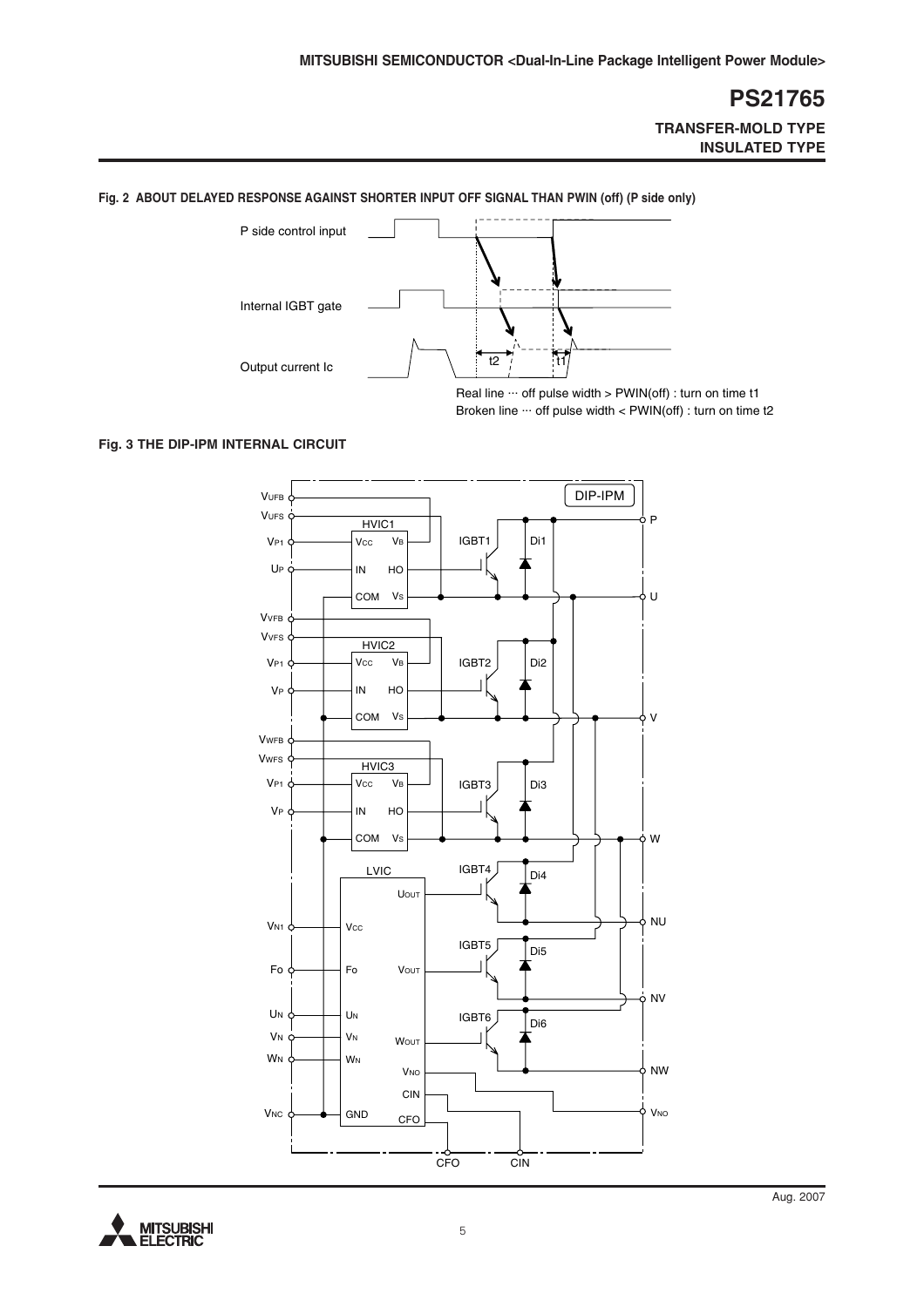## Fig. 2 ABOUT DELAYED RESPONSE AGAINST SHORTER INPUT OFF SIGNAL THAN PWIN (off) (P side only)

P side control input

Internal IGBT gate

Output current Ic

t2

t1

Real line ··· off pulse width > PWIN(off) : turn on time t1
Broken line ··· off pulse width < PWIN(off) : turn on time t2

## Fig. 3 THE DIP-IPM INTERNAL CIRCUIT

DIP-IPM

VUFB, VUFS, VP1, UP, VVFB, VVFS, VP1, VP, VWFB, VWFS, VP1, VP, VN1, Fo, UN, VN, WN, VNC

HVIC1, HVIC2, HVIC3: VCC, VB, IN, HO, COM, VS

LVIC: VCC, Fo, UN, VN, WN, GND, UOUT, VOUT, WOUT, VNO, CIN, CFO

IGBT1, Di1, IGBT2, Di2, IGBT3, Di3, IGBT4, Di4, IGBT5, Di5, IGBT6, Di6

P, U, V, W, NU, NV, NW, VNO, CFO, CIN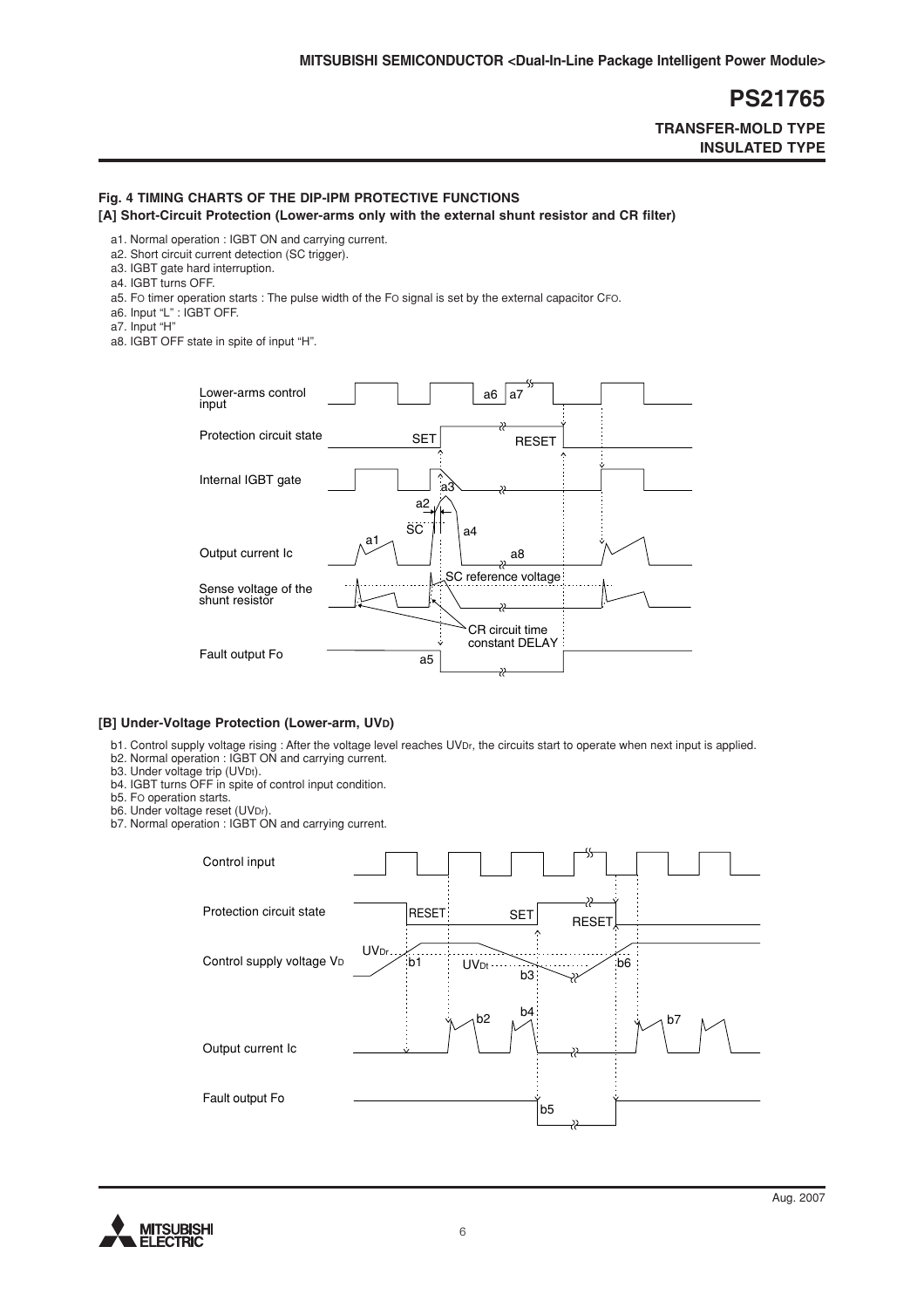## Fig. 4 TIMING CHARTS OF THE DIP-IPM PROTECTIVE FUNCTIONS

### [A] Short-Circuit Protection (Lower-arms only with the external shunt resistor and CR filter)

a1. Normal operation : IGBT ON and carrying current.
a2. Short circuit current detection (SC trigger).
a3. IGBT gate hard interruption.
a4. IGBT turns OFF.
a5. FO timer operation starts : The pulse width of the FO signal is set by the external capacitor CFO.
a6. Input "L" : IGBT OFF.
a7. Input "H"
a8. IGBT OFF state in spite of input "H".

### [B] Under-Voltage Protection (Lower-arm, $UV_D$)

b1. Control supply voltage rising : After the voltage level reaches $UV_{Dr}$, the circuits start to operate when next input is applied.
b2. Normal operation : IGBT ON and carrying current.
b3. Under voltage trip ($UV_{Dt}$).
b4. IGBT turns OFF in spite of control input condition.
b5. FO operation starts.
b6. Under voltage reset ($UV_{Dr}$).
b7. Normal operation : IGBT ON and carrying current.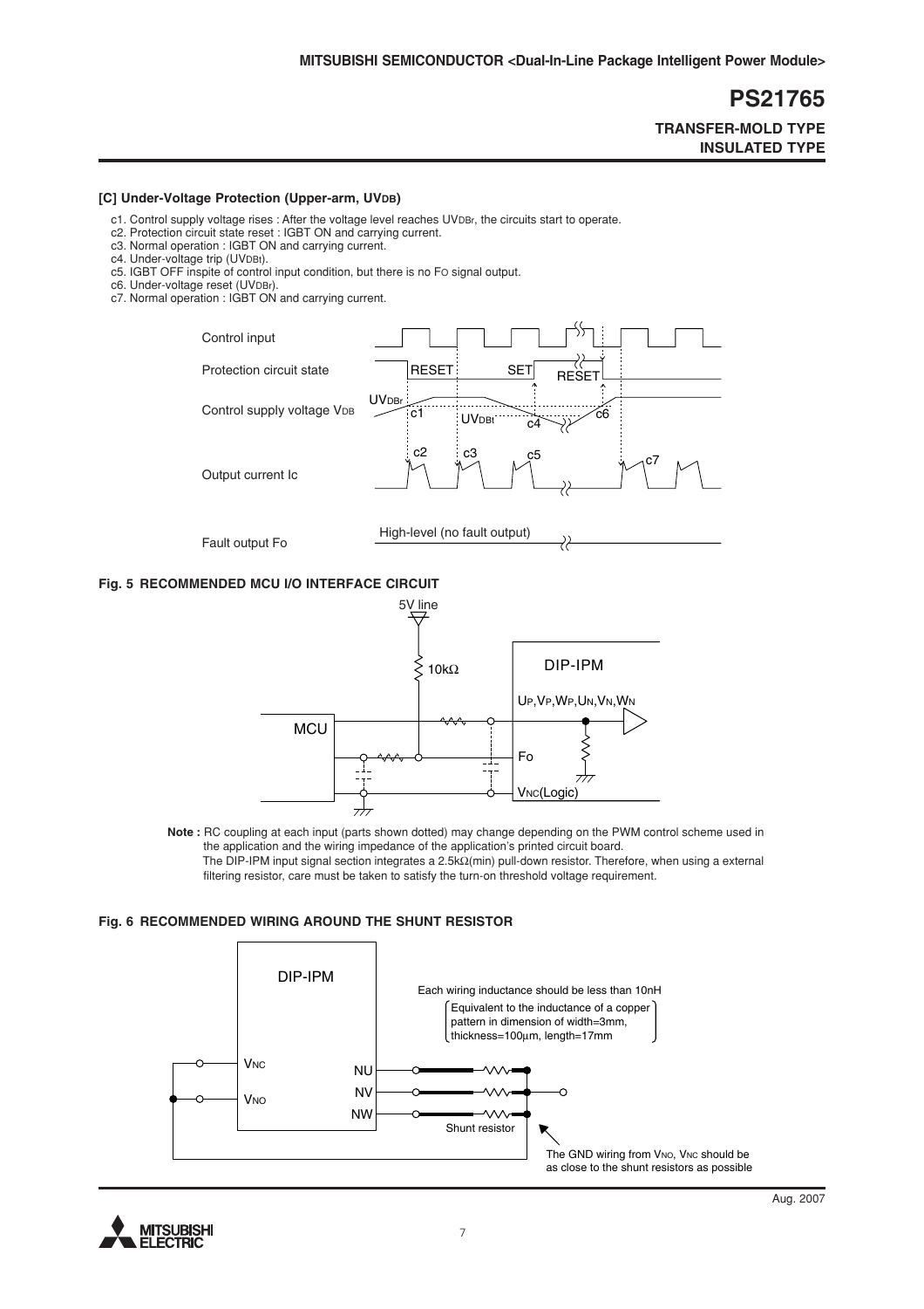### [C] Under-Voltage Protection (Upper-arm, $UV_{DB}$)

c1. Control supply voltage rises : After the voltage level reaches $UV_{DBr}$, the circuits start to operate.
c2. Protection circuit state reset : IGBT ON and carrying current.
c3. Normal operation : IGBT ON and carrying current.
c4. Under-voltage trip ($UV_{DBt}$).
c5. IGBT OFF inspite of control input condition, but there is no $F_O$ signal output.
c6. Under-voltage reset ($UV_{DBr}$).
c7. Normal operation : IGBT ON and carrying current.

Control input

Protection circuit state — RESET, SET, RESET

Control supply voltage $V_{DB}$ — $UV_{DBr}$, c1, $UV_{DBt}$, c4, c6

Output current Ic — c2, c3, c5, c7

Fault output Fo — High-level (no fault output)

### Fig. 5 RECOMMENDED MCU I/O INTERFACE CIRCUIT

5V line, 10kΩ, MCU, DIP-IPM, $U_P$,$V_P$,$W_P$,$U_N$,$V_N$,$W_N$, Fo, $V_{NC}$(Logic)

**Note :** RC coupling at each input (parts shown dotted) may change depending on the PWM control scheme used in the application and the wiring impedance of the application's printed circuit board.
The DIP-IPM input signal section integrates a 2.5kΩ(min) pull-down resistor. Therefore, when using a external filtering resistor, care must be taken to satisfy the turn-on threshold voltage requirement.

### Fig. 6 RECOMMENDED WIRING AROUND THE SHUNT RESISTOR

DIP-IPM, $V_{NC}$, $V_{NO}$, NU, NV, NW, Shunt resistor

Each wiring inductance should be less than 10nH
(Equivalent to the inductance of a copper pattern in dimension of width=3mm, thickness=100μm, length=17mm)

The GND wiring from $V_{NO}$, $V_{NC}$ should be as close to the shunt resistors as possible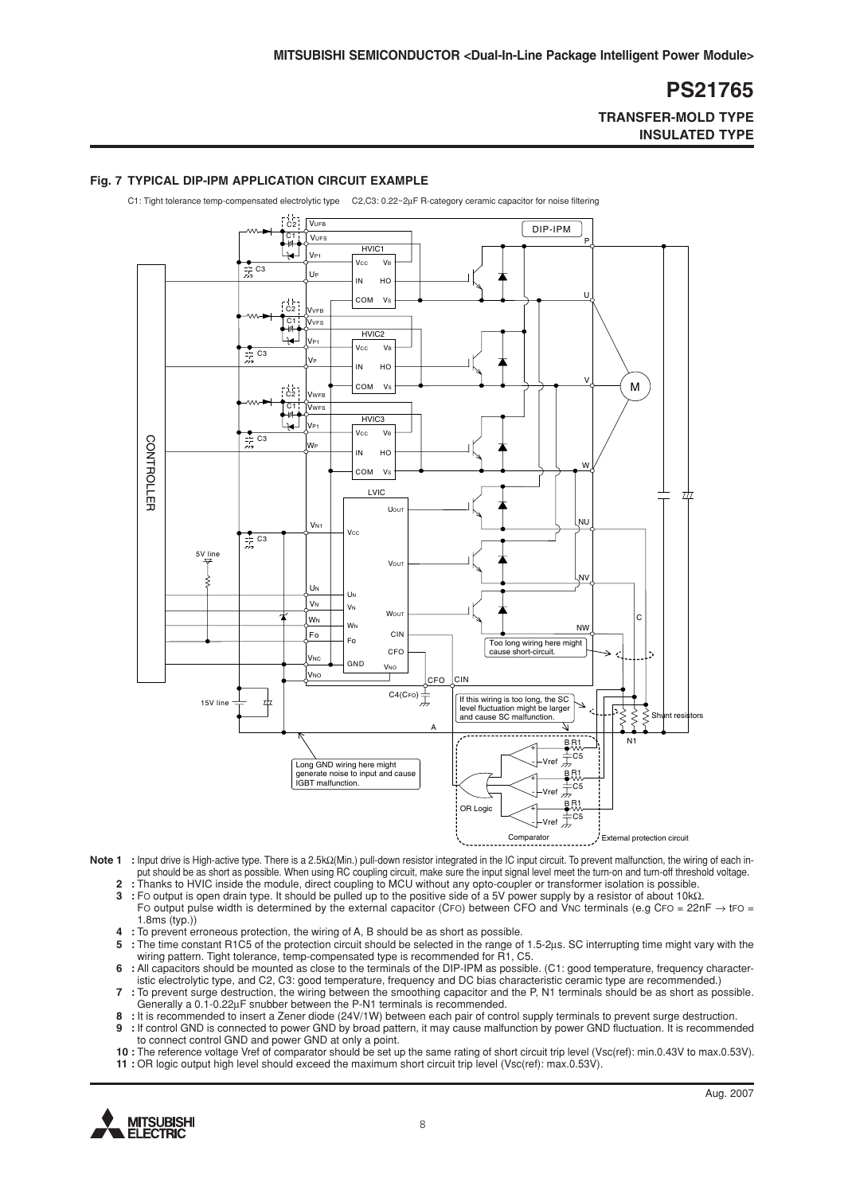## Fig. 7 TYPICAL DIP-IPM APPLICATION CIRCUIT EXAMPLE

C1: Tight tolerance temp-compensated electrolytic type  C2,C3: 0.22~2μF R-category ceramic capacitor for noise filtering

DIP-IPM

CONTROLLER

HVIC1, HVIC2, HVIC3, LVIC

Too long wiring here might cause short-circuit.

If this wiring is too long, the SC level fluctuation might be larger and cause SC malfunction.

Long GND wiring here might generate noise to input and cause IGBT malfunction.

Shunt resistors

OR Logic

Comparator

External protection circuit

**Note 1 :** Input drive is High-active type. There is a 2.5kΩ(Min.) pull-down resistor integrated in the IC input circuit. To prevent malfunction, the wiring of each input should be as short as possible. When using RC coupling circuit, make sure the input signal level meet the turn-on and turn-off threshold voltage.

**2 :** Thanks to HVIC inside the module, direct coupling to MCU without any opto-coupler or transformer isolation is possible.

**3 :** FO output is open drain type. It should be pulled up to the positive side of a 5V power supply by a resistor of about 10kΩ.
FO output pulse width is determined by the external capacitor (CFO) between CFO and VNC terminals (e.g CFO = 22nF → tFO = 1.8ms (typ.))

**4 :** To prevent erroneous protection, the wiring of A, B should be as short as possible.

**5 :** The time constant R1C5 of the protection circuit should be selected in the range of 1.5-2μs. SC interrupting time might vary with the wiring pattern. Tight tolerance, temp-compensated type is recommended for R1, C5.

**6 :** All capacitors should be mounted as close to the terminals of the DIP-IPM as possible. (C1: good temperature, frequency characteristic electrolytic type, and C2, C3: good temperature, frequency and DC bias characteristic ceramic type are recommended.)

**7 :** To prevent surge destruction, the wiring between the smoothing capacitor and the P, N1 terminals should be as short as possible. Generally a 0.1-0.22μF snubber between the P-N1 terminals is recommended.

**8 :** It is recommended to insert a Zener diode (24V/1W) between each pair of control supply terminals to prevent surge destruction.

**9 :** If control GND is connected to power GND by broad pattern, it may cause malfunction by power GND fluctuation. It is recommended to connect control GND and power GND at only a point.

**10 :** The reference voltage Vref of comparator should be set up the same rating of short circuit trip level (Vsc(ref): min.0.43V to max.0.53V).

**11 :** OR logic output high level should exceed the maximum short circuit trip level (Vsc(ref): max.0.53V).

Aug. 2007